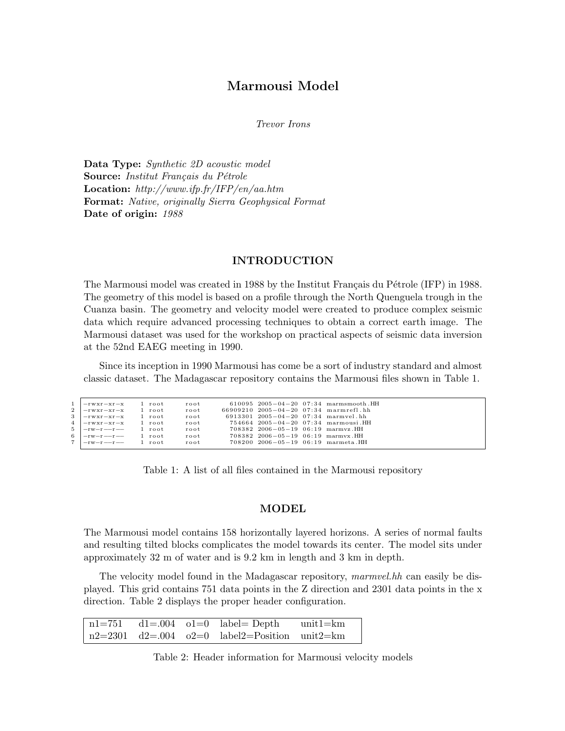# Marmousi Model

*Trevor Irons*

**Data Type:** *Synthetic 2D acoustic model*
**Source:** *Institut Français du Pétrole*
**Location:** *http://www.ifp.fr/IFP/en/aa.htm*
**Format:** *Native, originally Sierra Geophysical Format*
**Date of origin:** *1988*

## INTRODUCTION

The Marmousi model was created in 1988 by the Institut Français du Pétrole (IFP) in 1988. The geometry of this model is based on a profile through the North Quenguela trough in the Cuanza basin. The geometry and velocity model were created to produce complex seismic data which require advanced processing techniques to obtain a correct earth image. The Marmousi dataset was used for the workshop on practical aspects of seismic data inversion at the 52nd EAEG meeting in 1990.

Since its inception in 1990 Marmousi has come be a sort of industry standard and almost classic dataset. The Madagascar repository contains the Marmousi files shown in Table 1.

```
1  -rwxr-xr-x   1 root   root     610095  2005-04-20  07:34  marmsmooth.HH
2  -rwxr-xr-x   1 root   root   66909210  2005-04-20  07:34  marmrefl.hh
3  -rwxr-xr-x   1 root   root    6913301  2005-04-20  07:34  marmvel.hh
4  -rwxr-xr-x   1 root   root     754664  2005-04-20  07:34  marmousi.HH
5  -rw-r--r--   1 root   root     708382  2006-05-19  06:19  marmvz.HH
6  -rw-r--r--   1 root   root     708382  2006-05-19  06:19  marmvx.HH
7  -rw-r--r--   1 root   root     708200  2006-05-19  06:19  marmeta.HH
```

Table 1: A list of all files contained in the Marmousi repository

## MODEL

The Marmousi model contains 158 horizontally layered horizons. A series of normal faults and resulting tilted blocks complicates the model towards its center. The model sits under approximately 32 m of water and is 9.2 km in length and 3 km in depth.

The velocity model found in the Madagascar repository, *marmvel.hh* can easily be displayed. This grid contains 751 data points in the Z direction and 2301 data points in the x direction. Table 2 displays the proper header configuration.

| | | | | |
|---|---|---|---|---|
| n1=751 | d1=.004 | o1=0 | label= Depth | unit1=km |
| n2=2301 | d2=.004 | o2=0 | label2=Position | unit2=km |

Table 2: Header information for Marmousi velocity models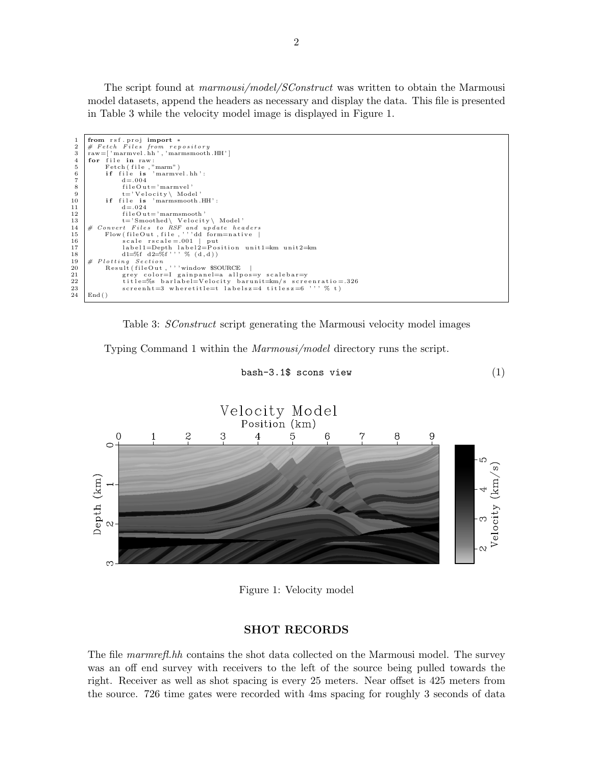The script found at *marmousi/model/SConstruct* was written to obtain the Marmousi model datasets, append the headers as necessary and display the data. This file is presented in Table 3 while the velocity model image is displayed in Figure 1.

```
1  from rsf.proj import *
2  # Fetch Files from repository
3  raw=['marmvel.hh','marmsmooth.HH']
4  for file in raw:
5      Fetch(file,"marm")
6      if file is 'marmvel.hh':
7          d=.004
8          fileOut='marmvel'
9          t='Velocity\ Model'
10     if file is 'marmsmooth.HH':
11         d=.024
12         fileOut='marmsmooth'
13         t='Smoothed\ Velocity\ Model'
14 # Convert Files to RSF and update headers
15     Flow(fileOut,file,'''dd form=native |
16         scale rscale=.001 | put
17         label1=Depth label2=Position unit1=km unit2=km
18         d1=%f d2=%f''' % (d,d))
19 # Plotting Section
20     Result(fileOut,'''window $SOURCE |
21         grey color=I gainpanel=a allpos=y scalebar=y
22         title=%s barlabel=Velocity barunit=km/s screenratio=.326
23         screenht=3 wheretitle=t labelsz=4 titlesz=6 ''' % t)
24 End()
```

Table 3: *SConstruct* script generating the Marmousi velocity model images

Typing Command 1 within the *Marmousi/model* directory runs the script.

```
bash-3.1$ scons view
```
(1)

Figure 1: Velocity model

## SHOT RECORDS

The file *marmrefl.hh* contains the shot data collected on the Marmousi model. The survey was an off end survey with receivers to the left of the source being pulled towards the right. Receiver as well as shot spacing is every 25 meters. Near offset is 425 meters from the source. 726 time gates were recorded with 4ms spacing for roughly 3 seconds of data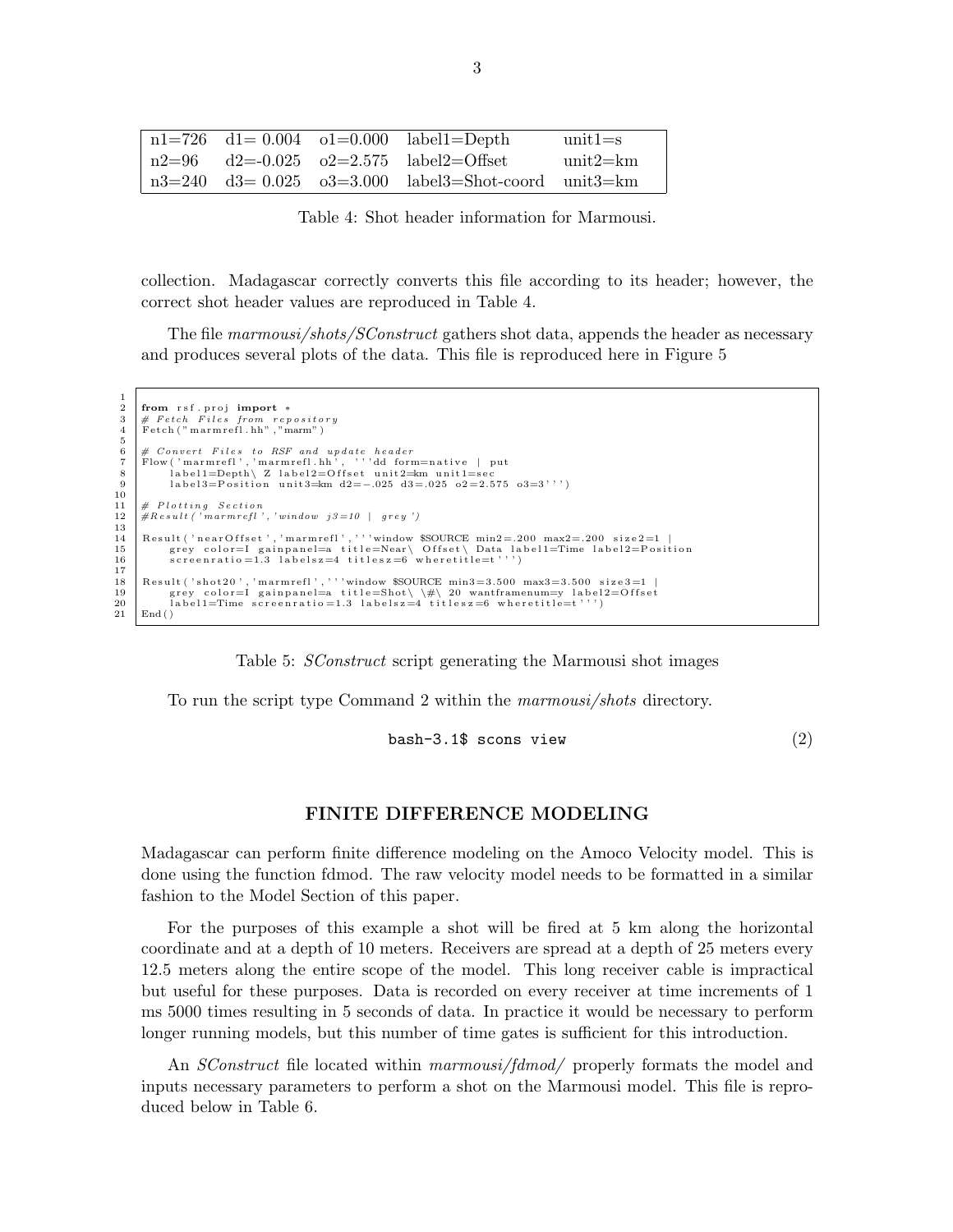| n1=726 | d1= 0.004 | o1=0.000 | label1=Depth | unit1=s |
|---|---|---|---|---|
| n2=96 | d2=-0.025 | o2=2.575 | label2=Offset | unit2=km |
| n3=240 | d3= 0.025 | o3=3.000 | label3=Shot-coord | unit3=km |

Table 4: Shot header information for Marmousi.

collection. Madagascar correctly converts this file according to its header; however, the correct shot header values are reproduced in Table 4.

The file *marmousi/shots/SConstruct* gathers shot data, appends the header as necessary and produces several plots of the data. This file is reproduced here in Figure 5

```
1
2   from rsf.proj import *
3   # Fetch Files from repository
4   Fetch("marmrefl.hh","marm")
5
6   # Convert Files to RSF and update header
7   Flow('marmrefl','marmrefl.hh', '''dd form=native | put
8       label1=Depth\ Z label2=Offset unit2=km unit1=sec
9       label3=Position unit3=km d2=-.025 d3=.025 o2=2.575 o3=3''')
10
11  # Plotting Section
12  #Result('marmrefl','window j3=10 | grey')
13
14  Result('nearOffset','marmrefl','''window $SOURCE min2=.200 max2=.200 size2=1 |
15      grey color=I gainpanel=a title=Near\ Offset\ Data label1=Time label2=Position
16      screenratio=1.3 labelsz=4 titlesz=6 wheretitle=t''')
17
18  Result('shot20','marmrefl','''window $SOURCE min3=3.500 max3=3.500 size3=1 |
19      grey color=I gainpanel=a title=Shot\ \#\ 20 wantframenum=y label2=Offset
20      label1=Time screenratio=1.3 labelsz=4 titlesz=6 wheretitle=t''')
21  End()
```

Table 5: *SConstruct* script generating the Marmousi shot images

To run the script type Command 2 within the *marmousi/shots* directory.

```
bash-3.1$ scons view        (2)
```

## FINITE DIFFERENCE MODELING

Madagascar can perform finite difference modeling on the Amoco Velocity model. This is done using the function fdmod. The raw velocity model needs to be formatted in a similar fashion to the Model Section of this paper.

For the purposes of this example a shot will be fired at 5 km along the horizontal coordinate and at a depth of 10 meters. Receivers are spread at a depth of 25 meters every 12.5 meters along the entire scope of the model. This long receiver cable is impractical but useful for these purposes. Data is recorded on every receiver at time increments of 1 ms 5000 times resulting in 5 seconds of data. In practice it would be necessary to perform longer running models, but this number of time gates is sufficient for this introduction.

An *SConstruct* file located within *marmousi/fdmod/* properly formats the model and inputs necessary parameters to perform a shot on the Marmousi model. This file is reproduced below in Table 6.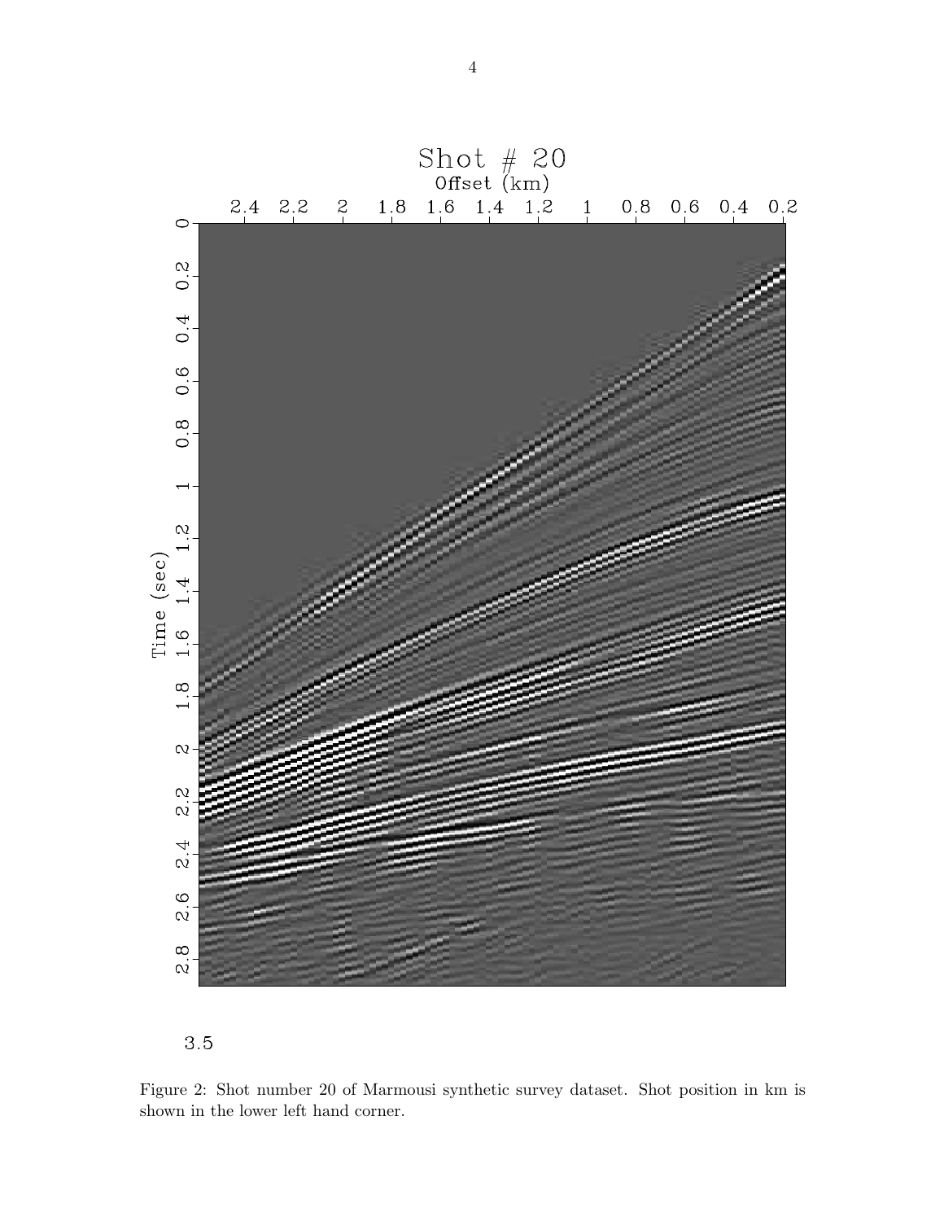Figure 2: Shot number 20 of Marmousi synthetic survey dataset. Shot position in km is shown in the lower left hand corner.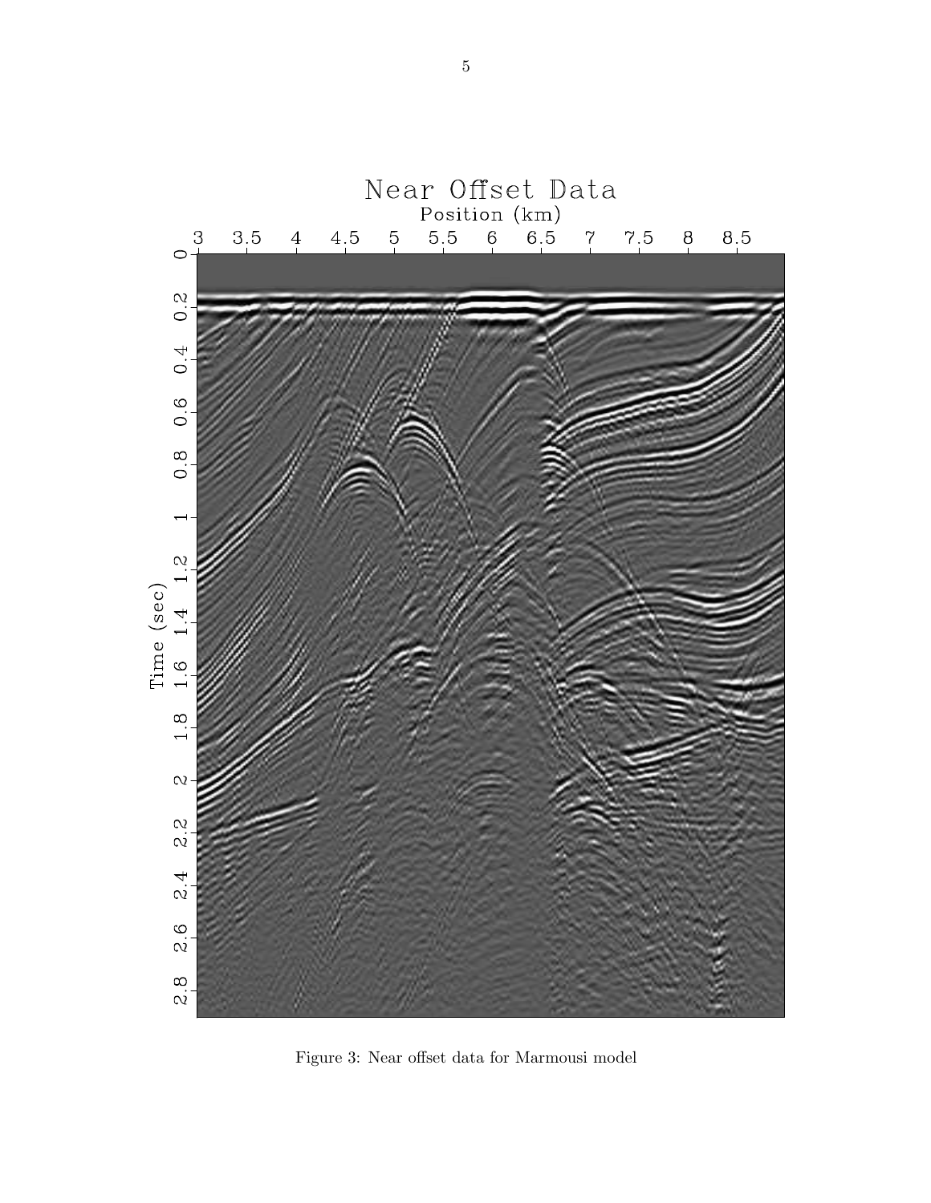Figure 3: Near offset data for Marmousi model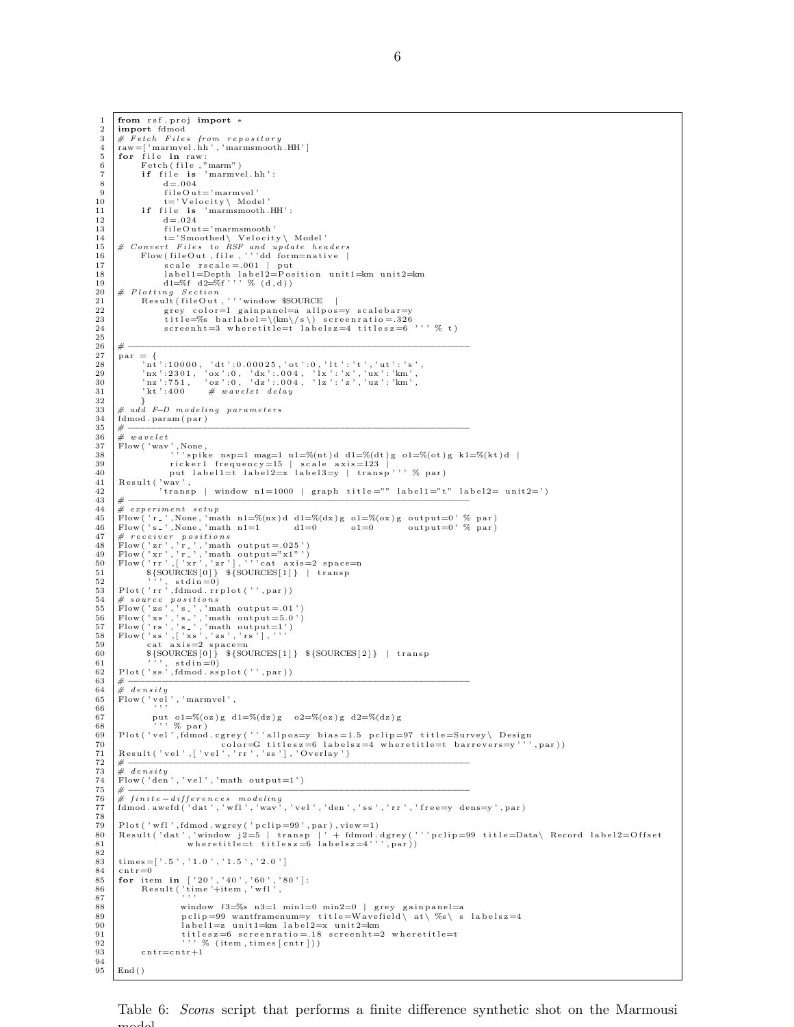```python
from rsf.proj import *
import fdmod
# Fetch Files from repository
raw=['marmvel.hh','marmsmooth.HH']
for file in raw:
    Fetch(file,"marm")
    if file is 'marmvel.hh':
        d=.004
        fileOut='marmvel'
        t='Velocity\ Model'
    if file is 'marmsmooth.HH':
        d=.024
        fileOut='marmsmooth'
        t='Smoothed\ Velocity\ Model'
# Convert Files to RSF and update headers
    Flow(fileOut,file,'''dd form=native |
        scale rscale=.001 | put
        label1=Depth label2=Position unit1=km unit2=km
        d1=%f d2=%f''' % (d,d))
# Plotting Section
    Result(fileOut,'''window $SOURCE |
        grey color=I gainpanel=a allpos=y scalebar=y
        title=%s barlabel=\(km\/s\) screenratio=.326
        screenht=3 wheretitle=t labelsz=4 titlesz=6 ''' % t)

# ------------------------------------------------------------
par = {
    'nt':10000, 'dt':0.00025,'ot':0, 'lt':'t','ut':'s',
    'nx':2301, 'ox':0, 'dx':.004, 'lx':'x','ux':'km',
    'nz':751,  'oz':0, 'dz':.004, 'lz':'z','uz':'km',
    'kt':400    # wavelet delay
    }
# add F-D modeling parameters
fdmod.param(par)
# ------------------------------------------------------------
# wavelet
Flow('wav',None,
    '''spike nsp=1 mag=1 n1=%(nt)d d1=%(dt)g o1=%(ot)g k1=%(kt)d |
    ricker1 frequency=15 | scale axis=123 |
    put label1=t label2=x label3=y | transp''' % par)
Result('wav',
    'transp | window n1=1000 | graph title="" label1="t" label2= unit2=')
# ------------------------------------------------------------
# experiment setup
Flow('r_',None,'math n1=%(nx)d d1=%(dx)g o1=%(ox)g output=0' % par)
Flow('s_',None,'math n1=1      d1=0      o1=0      output=0' % par)
# receiver positions
Flow('zr','r_','math output=.025')
Flow('xr','r_','math output="x1"')
Flow('rr',['xr','zr'],'''cat axis=2 space=n
    ${SOURCES[0]} ${SOURCES[1]} | transp
    ''', stdin=0)
Plot('rr',fdmod.rrplot('',par))
# source positions
Flow('zs','s_','math output=.01')
Flow('xs','s_','math output=5.0')
Flow('rs','s_','math output=1')
Flow('ss',['xs','zs','rs'],'''
    cat axis=2 space=n
    ${SOURCES[0]} ${SOURCES[1]} ${SOURCES[2]} | transp
    ''', stdin=0)
Plot('ss',fdmod.ssplot('',par))
# ------------------------------------------------------------
# density
Flow('vel','marmvel',
    '''
    put o1=%(oz)g d1=%(dz)g  o2=%(oz)g d2=%(dz)g
    ''' % par)
Plot('vel',fdmod.cgrey('''allpos=y bias=1.5 pclip=97 title=Survey\ Design
                color=G titlesz=6 labelsz=4 wheretitle=t barrevers=y''',par))
Result('vel',['vel','rr','ss'],'Overlay')
# ------------------------------------------------------------
# density
Flow('den','vel','math output=1')
# ------------------------------------------------------------
# finite-differences modeling
fdmod.awefd('dat','wfl','wav','vel','den','ss','rr','free=y dens=y',par)

Plot('wfl',fdmod.wgrey('pclip=99',par),view=1)
Result('dat','window j2=5 | transp |' + fdmod.dgrey('''pclip=99 title=Data\ Record label2=Offset
        wheretitle=t titlesz=6 labelsz=4''',par))

times=['.5','1.0','1.5','2.0']
cntr=0
for item in ['20','40','60','80']:
    Result('time'+item,'wfl',
        '''
        window f3=%s n3=1 min1=0 min2=0 | grey gainpanel=a
        pclip=99 wantframenum=y title=Wavefield\ at\ %s\ s labelsz=4
        label1=z unit1=km label2=x unit2=km
        titlesz=6 screenratio=.18 screenht=2 wheretitle=t
        ''' % (item,times[cntr]))
    cntr=cntr+1

End()
```

Table 6: *Scons* script that performs a finite difference synthetic shot on the Marmousi model.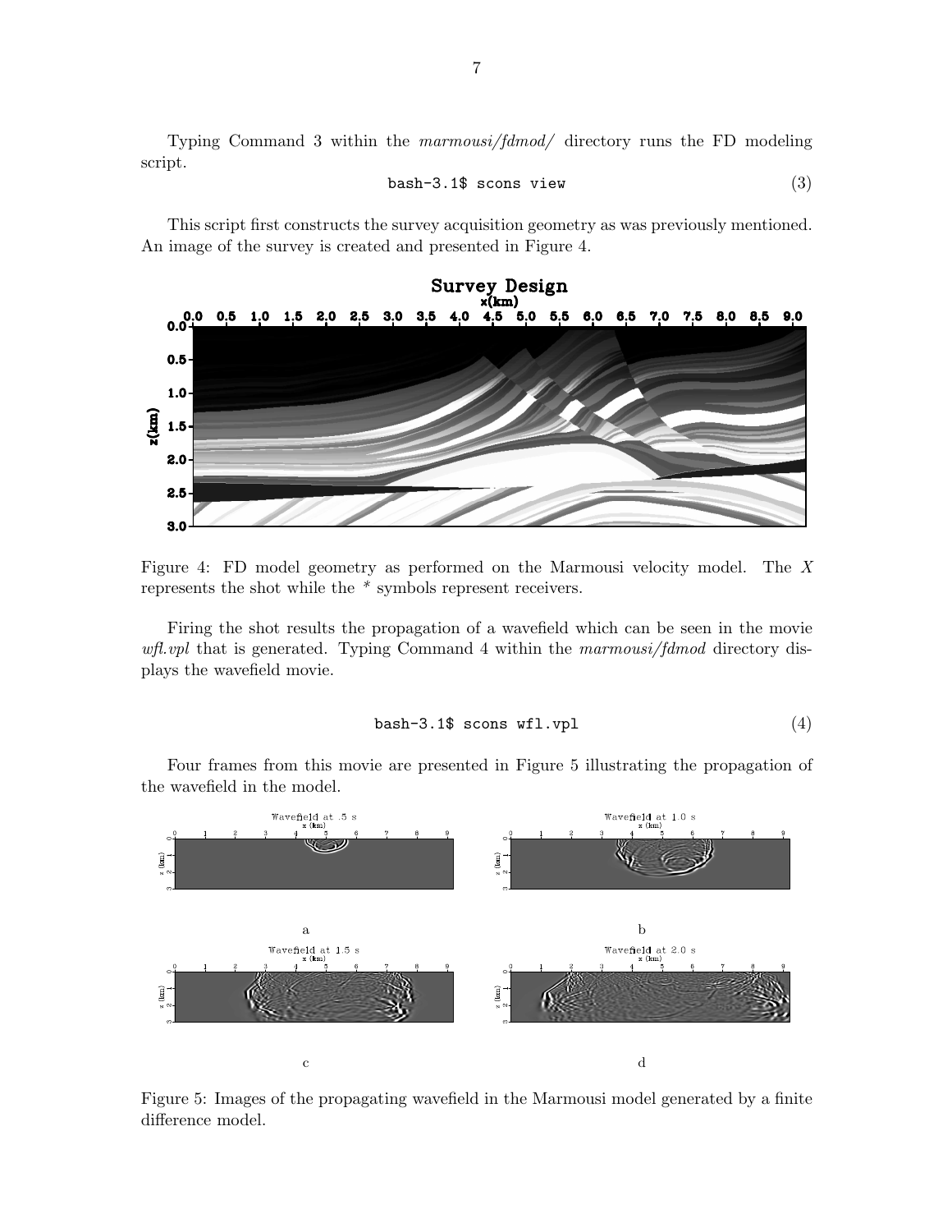Typing Command 3 within the *marmousi/fdmod/* directory runs the FD modeling script.

```
bash-3.1$ scons view                                                    (3)
```

This script first constructs the survey acquisition geometry as was previously mentioned. An image of the survey is created and presented in Figure 4.

Figure 4: FD model geometry as performed on the Marmousi velocity model. The *X* represents the shot while the * symbols represent receivers.

Firing the shot results the propagation of a wavefield which can be seen in the movie *wfl.vpl* that is generated. Typing Command 4 within the *marmousi/fdmod* directory displays the wavefield movie.

```
bash-3.1$ scons wfl.vpl                                                 (4)
```

Four frames from this movie are presented in Figure 5 illustrating the propagation of the wavefield in the model.

Figure 5: Images of the propagating wavefield in the Marmousi model generated by a finite difference model.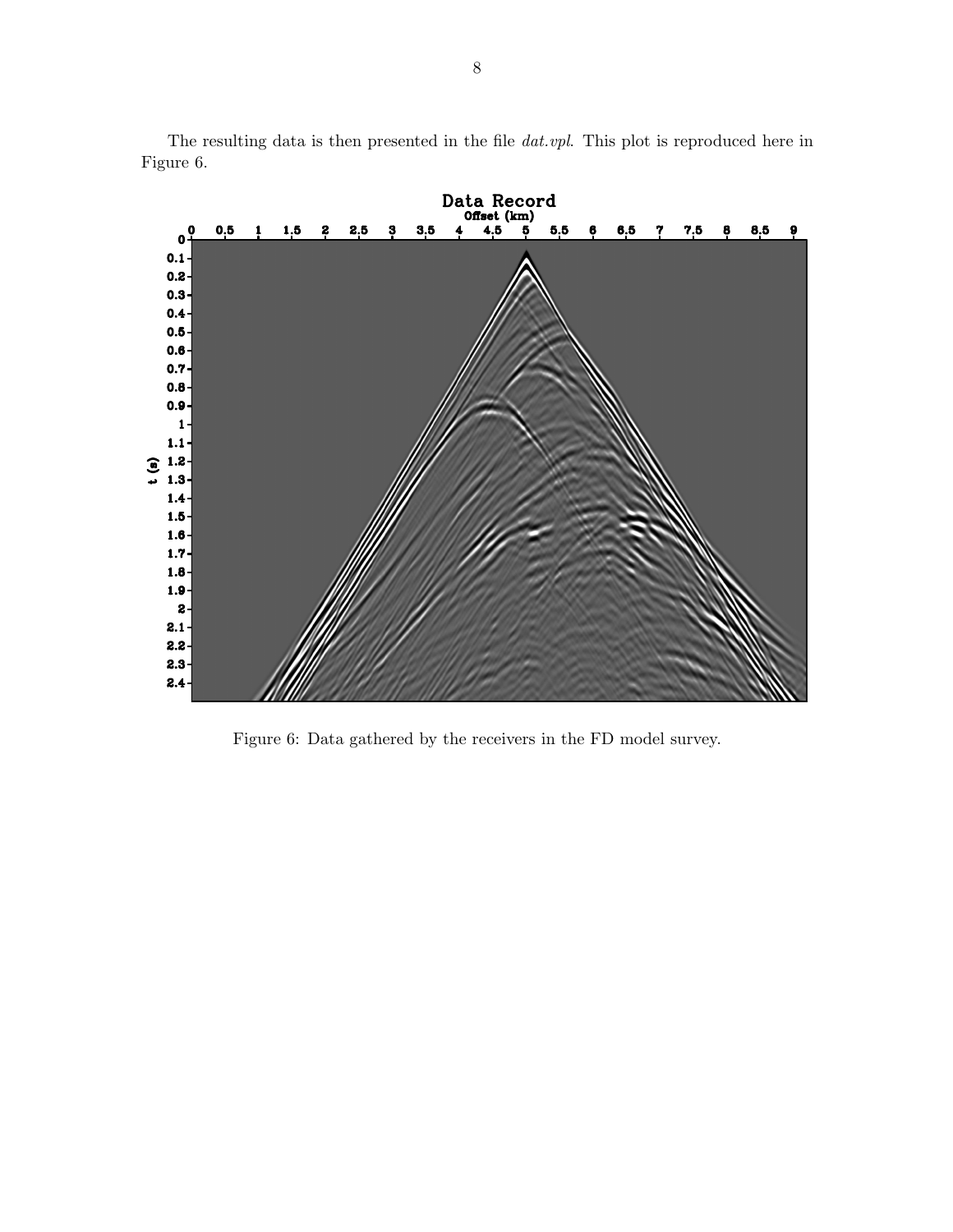The resulting data is then presented in the file *dat.vpl*. This plot is reproduced here in Figure 6.

Data Record

Offset (km)

0 0.5 1 1.5 2 2.5 3 3.5 4 4.5 5 5.5 6 6.5 7 7.5 8 8.5 9

t (s)

0 0.1 0.2 0.3 0.4 0.5 0.6 0.7 0.8 0.9 1 1.1 1.2 1.3 1.4 1.5 1.6 1.7 1.8 1.9 2 2.1 2.2 2.3 2.4

Figure 6: Data gathered by the receivers in the FD model survey.